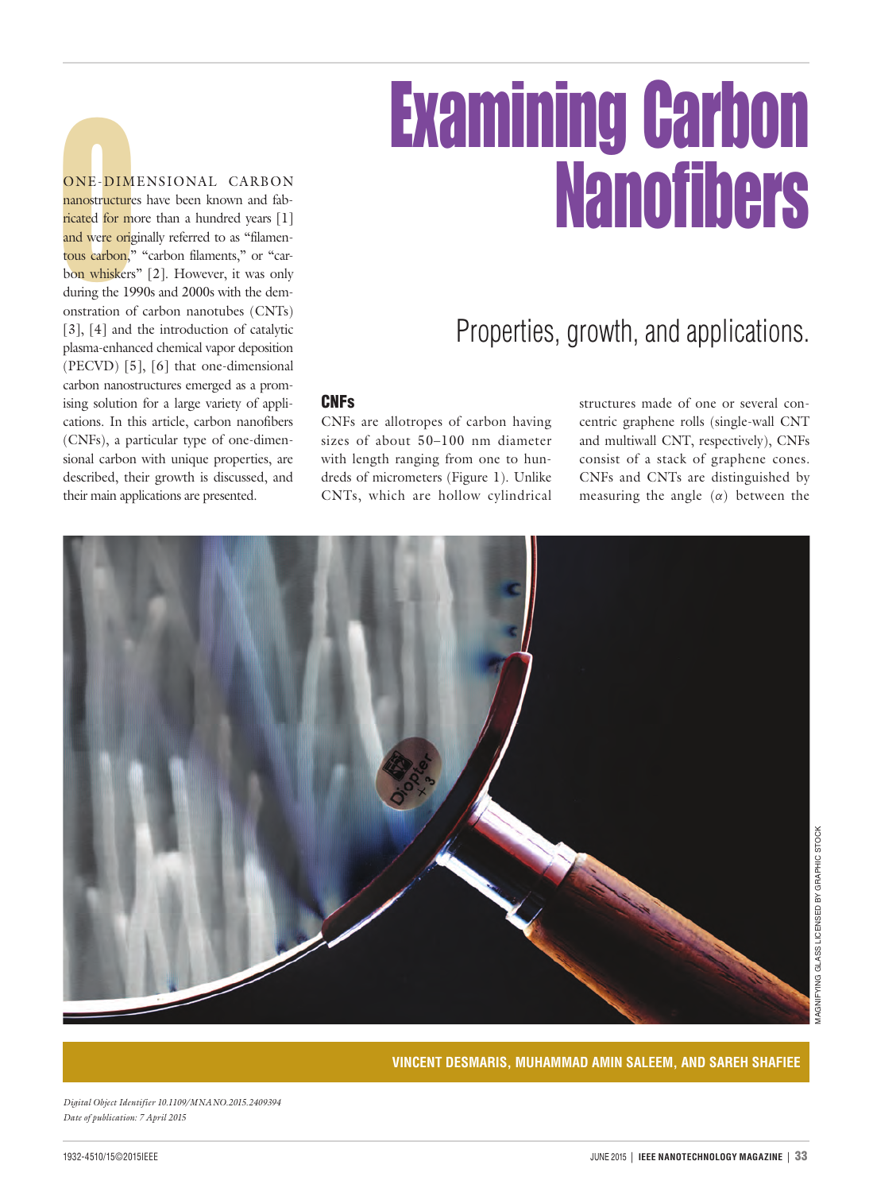# Examining Carbon Nanofibers

## Properties, growth, and applications.

**VINCENT DESMARIS, MUHAMMAD AMIN SALEEM, AND SAREH SHAFIEE**

One-dimensional carbon nanostructures have been known and fabricated for more than a hundred years [1] and were originally referred to as "filamentous carbon," "carbon filaments," or "carbon whiskers" [2]. However, it was only during the 1990s and 2000s with the demonstration of carbon nanotubes (CNTs) [3], [4] and the introduction of catalytic plasma-enhanced chemical vapor deposition (PECVD) [5], [6] that one-dimensional carbon nanostructures emerged as a promising solution for a large variety of applications. In this article, carbon nanofibers (CNFs), a particular type of one-dimensional carbon with unique properties, are described, their growth is discussed, and their main applications are presented.

### CNFs

CNFs are allotropes of carbon having sizes of about 50–100 nm diameter with length ranging from one to hundreds of micrometers (Figure 1). Unlike CNTs, which are hollow cylindrical structures made of one or several concentric graphene rolls (single-wall CNT and multiwall CNT, respectively), CNFs consist of a stack of graphene cones. CNFs and CNTs are distinguished by measuring the angle ($\alpha$) between the

MAGNIFYING GLASS LICENSED BY GRAPHIC STOCK

*Digital Object Identifier 10.1109/MNANO.2015.2409394*
*Date of publication: 7 April 2015*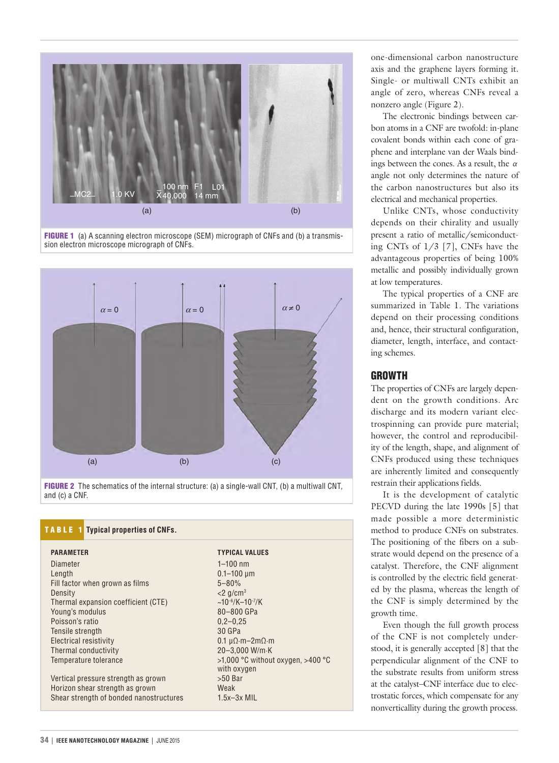FIGURE 1 (a) A scanning electron microscope (SEM) micrograph of CNFs and (b) a transmission electron microscope micrograph of CNFs.

FIGURE 2 The schematics of the internal structure: (a) a single-wall CNT, (b) a multiwall CNT, and (c) a CNF.

**TABLE 1 Typical properties of CNFs.**

| PARAMETER | TYPICAL VALUES |
|---|---|
| Diameter | 1–100 nm |
| Length | 0.1–100 µm |
| Fill factor when grown as films | 5–80% |
| Density | <2 g/cm$^3$ |
| Thermal expansion coefficient (CTE) | ~10$^{-6}$/K–10$^{-7}$/K |
| Young's modulus | 80–800 GPa |
| Poisson's ratio | 0,2–0,25 |
| Tensile strength | 30 GPa |
| Electrical resistivity | 0.1 µΩ·m–2mΩ·m |
| Thermal conductivity | 20–3,000 W/m·K |
| Temperature tolerance | >1,000 °C without oxygen, >400 °C with oxygen |
| Vertical pressure strength as grown | >50 Bar |
| Horizon shear strength as grown | Weak |
| Shear strength of bonded nanostructures | 1.5x–3x MIL |

one-dimensional carbon nanostructure axis and the graphene layers forming it. Single- or multiwall CNTs exhibit an angle of zero, whereas CNFs reveal a nonzero angle (Figure 2).

The electronic bindings between carbon atoms in a CNF are twofold: in-plane covalent bonds within each cone of graphene and interplane van der Waals bindings between the cones. As a result, the $\alpha$ angle not only determines the nature of the carbon nanostructures but also its electrical and mechanical properties.

Unlike CNTs, whose conductivity depends on their chirality and usually present a ratio of metallic/semiconducting CNTs of 1/3 [7], CNFs have the advantageous properties of being 100% metallic and possibly individually grown at low temperatures.

The typical properties of a CNF are summarized in Table 1. The variations depend on their processing conditions and, hence, their structural configuration, diameter, length, interface, and contacting schemes.

## GROWTH

The properties of CNFs are largely dependent on the growth conditions. Arc discharge and its modern variant electrospinning can provide pure material; however, the control and reproducibility of the length, shape, and alignment of CNFs produced using these techniques are inherently limited and consequently restrain their applications fields.

It is the development of catalytic PECVD during the late 1990s [5] that made possible a more deterministic method to produce CNFs on substrates. The positioning of the fibers on a substrate would depend on the presence of a catalyst. Therefore, the CNF alignment is controlled by the electric field generated by the plasma, whereas the length of the CNF is simply determined by the growth time.

Even though the full growth process of the CNF is not completely understood, it is generally accepted [8] that the perpendicular alignment of the CNF to the substrate results from uniform stress at the catalyst–CNF interface due to electrostatic forces, which compensate for any nonverticallity during the growth process.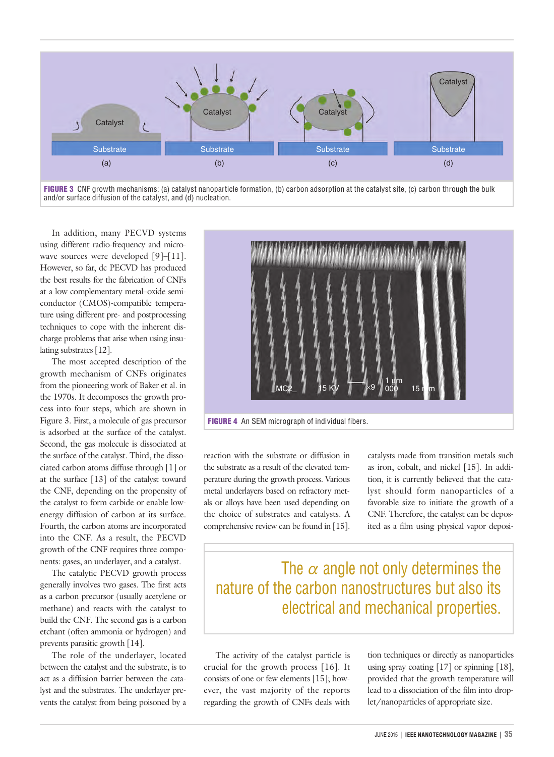FIGURE 3 CNF growth mechanisms: (a) catalyst nanoparticle formation, (b) carbon adsorption at the catalyst site, (c) carbon through the bulk and/or surface diffusion of the catalyst, and (d) nucleation.

In addition, many PECVD systems using different radio-frequency and microwave sources were developed [9]–[11]. However, so far, dc PECVD has produced the best results for the fabrication of CNFs at a low complementary metal–oxide semiconductor (CMOS)-compatible temperature using different pre- and postprocessing techniques to cope with the inherent discharge problems that arise when using insulating substrates [12].

The most accepted description of the growth mechanism of CNFs originates from the pioneering work of Baker et al. in the 1970s. It decomposes the growth process into four steps, which are shown in Figure 3. First, a molecule of gas precursor is adsorbed at the surface of the catalyst. Second, the gas molecule is dissociated at the surface of the catalyst. Third, the dissociated carbon atoms diffuse through [1] or at the surface [13] of the catalyst toward the CNF, depending on the propensity of the catalyst to form carbide or enable low-energy diffusion of carbon at its surface. Fourth, the carbon atoms are incorporated into the CNF. As a result, the PECVD growth of the CNF requires three components: gases, an underlayer, and a catalyst.

The catalytic PECVD growth process generally involves two gases. The first acts as a carbon precursor (usually acetylene or methane) and reacts with the catalyst to build the CNF. The second gas is a carbon etchant (often ammonia or hydrogen) and prevents parasitic growth [14].

The role of the underlayer, located between the catalyst and the substrate, is to act as a diffusion barrier between the catalyst and the substrates. The underlayer prevents the catalyst from being poisoned by a reaction with the substrate or diffusion in the substrate as a result of the elevated temperature during the growth process. Various metal underlayers based on refractory metals or alloys have been used depending on the choice of substrates and catalysts. A comprehensive review can be found in [15].

FIGURE 4 An SEM micrograph of individual fibers.

The α angle not only determines the nature of the carbon nanostructures but also its electrical and mechanical properties.

The activity of the catalyst particle is crucial for the growth process [16]. It consists of one or few elements [15]; however, the vast majority of the reports regarding the growth of CNFs deals with catalysts made from transition metals such as iron, cobalt, and nickel [15]. In addition, it is currently believed that the catalyst should form nanoparticles of a favorable size to initiate the growth of a CNF. Therefore, the catalyst can be deposited as a film using physical vapor deposition techniques or directly as nanoparticles using spray coating [17] or spinning [18], provided that the growth temperature will lead to a dissociation of the film into droplet/nanoparticles of appropriate size.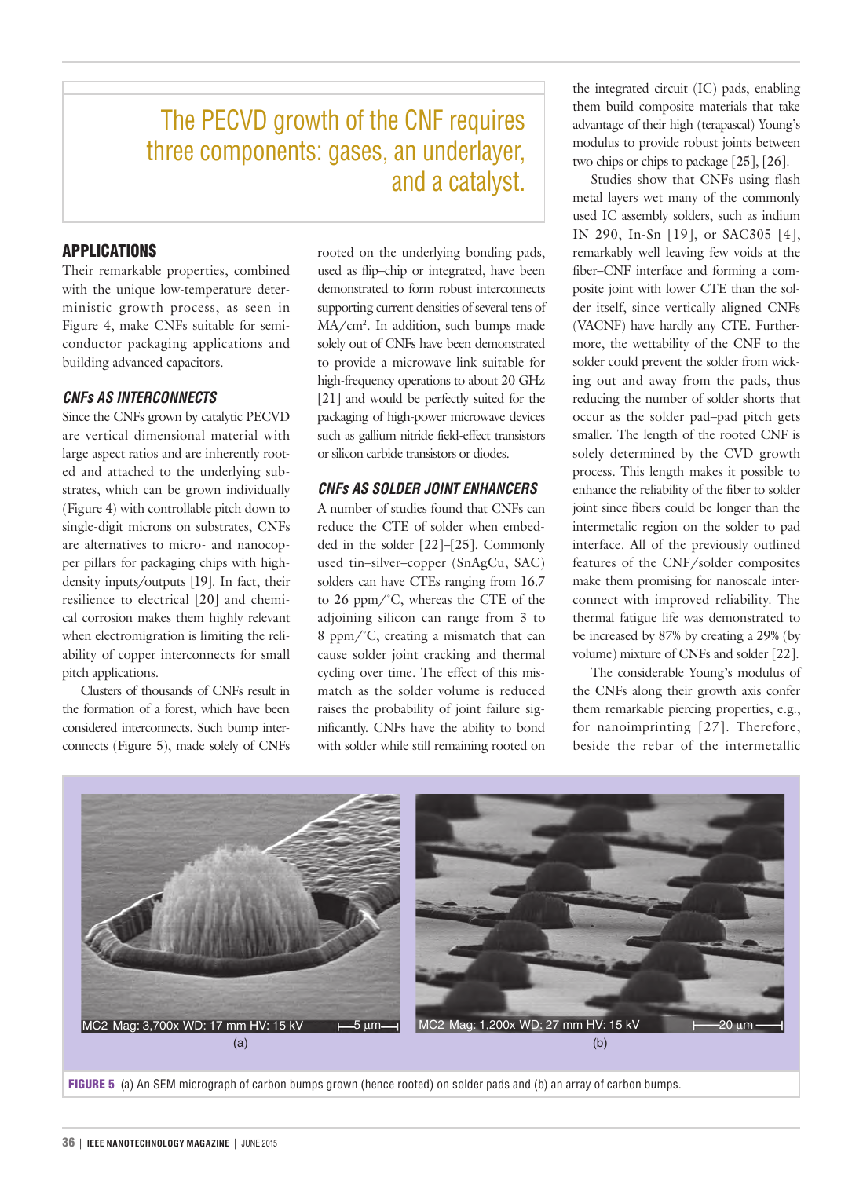The PECVD growth of the CNF requires three components: gases, an underlayer, and a catalyst.

## APPLICATIONS

Their remarkable properties, combined with the unique low-temperature deterministic growth process, as seen in Figure 4, make CNFs suitable for semiconductor packaging applications and building advanced capacitors.

### *CNFs AS INTERCONNECTS*

Since the CNFs grown by catalytic PECVD are vertical dimensional material with large aspect ratios and are inherently rooted and attached to the underlying substrates, which can be grown individually (Figure 4) with controllable pitch down to single-digit microns on substrates, CNFs are alternatives to micro- and nanocopper pillars for packaging chips with high-density inputs/outputs [19]. In fact, their resilience to electrical [20] and chemical corrosion makes them highly relevant when electromigration is limiting the reliability of copper interconnects for small pitch applications.

Clusters of thousands of CNFs result in the formation of a forest, which have been considered interconnects. Such bump interconnects (Figure 5), made solely of CNFs rooted on the underlying bonding pads, used as flip–chip or integrated, have been demonstrated to form robust interconnects supporting current densities of several tens of MA/cm$^2$. In addition, such bumps made solely out of CNFs have been demonstrated to provide a microwave link suitable for high-frequency operations to about 20 GHz [21] and would be perfectly suited for the packaging of high-power microwave devices such as gallium nitride field-effect transistors or silicon carbide transistors or diodes.

### *CNFs AS SOLDER JOINT ENHANCERS*

A number of studies found that CNFs can reduce the CTE of solder when embedded in the solder [22]–[25]. Commonly used tin–silver–copper (SnAgCu, SAC) solders can have CTEs ranging from 16.7 to 26 ppm/°C, whereas the CTE of the adjoining silicon can range from 3 to 8 ppm/°C, creating a mismatch that can cause solder joint cracking and thermal cycling over time. The effect of this mismatch as the solder volume is reduced raises the probability of joint failure significantly. CNFs have the ability to bond with solder while still remaining rooted on the integrated circuit (IC) pads, enabling them build composite materials that take advantage of their high (terapascal) Young's modulus to provide robust joints between two chips or chips to package [25], [26].

Studies show that CNFs using flash metal layers wet many of the commonly used IC assembly solders, such as indium IN 290, In-Sn [19], or SAC305 [4], remarkably well leaving few voids at the fiber–CNF interface and forming a composite joint with lower CTE than the solder itself, since vertically aligned CNFs (VACNF) have hardly any CTE. Furthermore, the wettability of the CNF to the solder could prevent the solder from wicking out and away from the pads, thus reducing the number of solder shorts that occur as the solder pad–pad pitch gets smaller. The length of the rooted CNF is solely determined by the CVD growth process. This length makes it possible to enhance the reliability of the fiber to solder joint since fibers could be longer than the intermetalic region on the solder to pad interface. All of the previously outlined features of the CNF/solder composites make them promising for nanoscale interconnect with improved reliability. The thermal fatigue life was demonstrated to be increased by 87% by creating a 29% (by volume) mixture of CNFs and solder [22].

The considerable Young's modulus of the CNFs along their growth axis confer them remarkable piercing properties, e.g., for nanoimprinting [27]. Therefore, beside the rebar of the intermetallic

MC2 Mag: 3,700x WD: 17 mm HV: 15 kV 5 µm
(a)

MC2 Mag: 1,200x WD: 27 mm HV: 15 kV 20 µm
(b)

**FIGURE 5** (a) An SEM micrograph of carbon bumps grown (hence rooted) on solder pads and (b) an array of carbon bumps.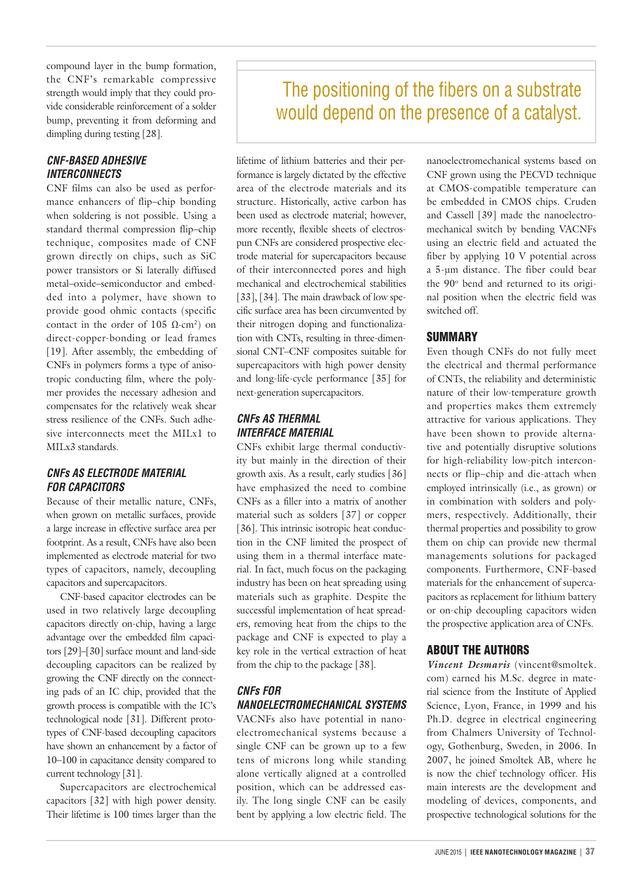compound layer in the bump formation, the CNF's remarkable compressive strength would imply that they could provide considerable reinforcement of a solder bump, preventing it from deforming and dimpling during testing [28].

> The positioning of the fibers on a substrate would depend on the presence of a catalyst.

### CNF-BASED ADHESIVE INTERCONNECTS

CNF films can also be used as performance enhancers of flip–chip bonding when soldering is not possible. Using a standard thermal compression flip–chip technique, composites made of CNF grown directly on chips, such as SiC power transistors or Si laterally diffused metal–oxide–semiconductor and embedded into a polymer, have shown to provide good ohmic contacts (specific contact in the order of 105 $\Omega \cdot cm^2$) on direct-copper-bonding or lead frames [19]. After assembly, the embedding of CNFs in polymers forms a type of anisotropic conducting film, where the polymer provides the necessary adhesion and compensates for the relatively weak shear stress resilience of the CNFs. Such adhesive interconnects meet the MILx1 to MILx3 standards.

### CNFs AS ELECTRODE MATERIAL FOR CAPACITORS

Because of their metallic nature, CNFs, when grown on metallic surfaces, provide a large increase in effective surface area per footprint. As a result, CNFs have also been implemented as electrode material for two types of capacitors, namely, decoupling capacitors and supercapacitors.

CNF-based capacitor electrodes can be used in two relatively large decoupling capacitors directly on-chip, having a large advantage over the embedded film capacitors [29]–[30] surface mount and land-side decoupling capacitors can be realized by growing the CNF directly on the connecting pads of an IC chip, provided that the growth process is compatible with the IC's technological node [31]. Different prototypes of CNF-based decoupling capacitors have shown an enhancement by a factor of 10–100 in capacitance density compared to current technology [31].

Supercapacitors are electrochemical capacitors [32] with high power density. Their lifetime is 100 times larger than the lifetime of lithium batteries and their performance is largely dictated by the effective area of the electrode materials and its structure. Historically, active carbon has been used as electrode material; however, more recently, flexible sheets of electrospun CNFs are considered prospective electrode material for supercapacitors because of their interconnected pores and high mechanical and electrochemical stabilities [33], [34]. The main drawback of low specific surface area has been circumvented by their nitrogen doping and functionalization with CNTs, resulting in three-dimensional CNT–CNF composites suitable for supercapacitors with high power density and long-life-cycle performance [35] for next-generation supercapacitors.

### CNFs AS THERMAL INTERFACE MATERIAL

CNFs exhibit large thermal conductivity but mainly in the direction of their growth axis. As a result, early studies [36] have emphasized the need to combine CNFs as a filler into a matrix of another material such as solders [37] or copper [36]. This intrinsic isotropic heat conduction in the CNF limited the prospect of using them in a thermal interface material. In fact, much focus on the packaging industry has been on heat spreading using materials such as graphite. Despite the successful implementation of heat spreaders, removing heat from the chips to the package and CNF is expected to play a key role in the vertical extraction of heat from the chip to the package [38].

### CNFs FOR NANOELECTROMECHANICAL SYSTEMS

VACNFs also have potential in nanoelectromechanical systems because a single CNF can be grown up to a few tens of microns long while standing alone vertically aligned at a controlled position, which can be addressed easily. The long single CNF can be easily bent by applying a low electric field. The nanoelectromechanical systems based on CNF grown using the PECVD technique at CMOS-compatible temperature can be embedded in CMOS chips. Cruden and Cassell [39] made the nanoelectromechanical switch by bending VACNFs using an electric field and actuated the fiber by applying 10 V potential across a 5-μm distance. The fiber could bear the 90° bend and returned to its original position when the electric field was switched off.

## SUMMARY

Even though CNFs do not fully meet the electrical and thermal performance of CNTs, the reliability and deterministic nature of their low-temperature growth and properties makes them extremely attractive for various applications. They have been shown to provide alternative and potentially disruptive solutions for high-reliability low-pitch interconnects or flip–chip and die-attach when employed intrinsically (i.e., as grown) or in combination with solders and polymers, respectively. Additionally, their thermal properties and possibility to grow them on chip can provide new thermal managements solutions for packaged components. Furthermore, CNF-based materials for the enhancement of supercapacitors as replacement for lithium battery or on-chip decoupling capacitors widen the prospective application area of CNFs.

## ABOUT THE AUTHORS

***Vincent Desmaris*** (vincent@smoltek.com) earned his M.Sc. degree in material science from the Institute of Applied Science, Lyon, France, in 1999 and his Ph.D. degree in electrical engineering from Chalmers University of Technology, Gothenburg, Sweden, in 2006. In 2007, he joined Smoltek AB, where he is now the chief technology officer. His main interests are the development and modeling of devices, components, and prospective technological solutions for the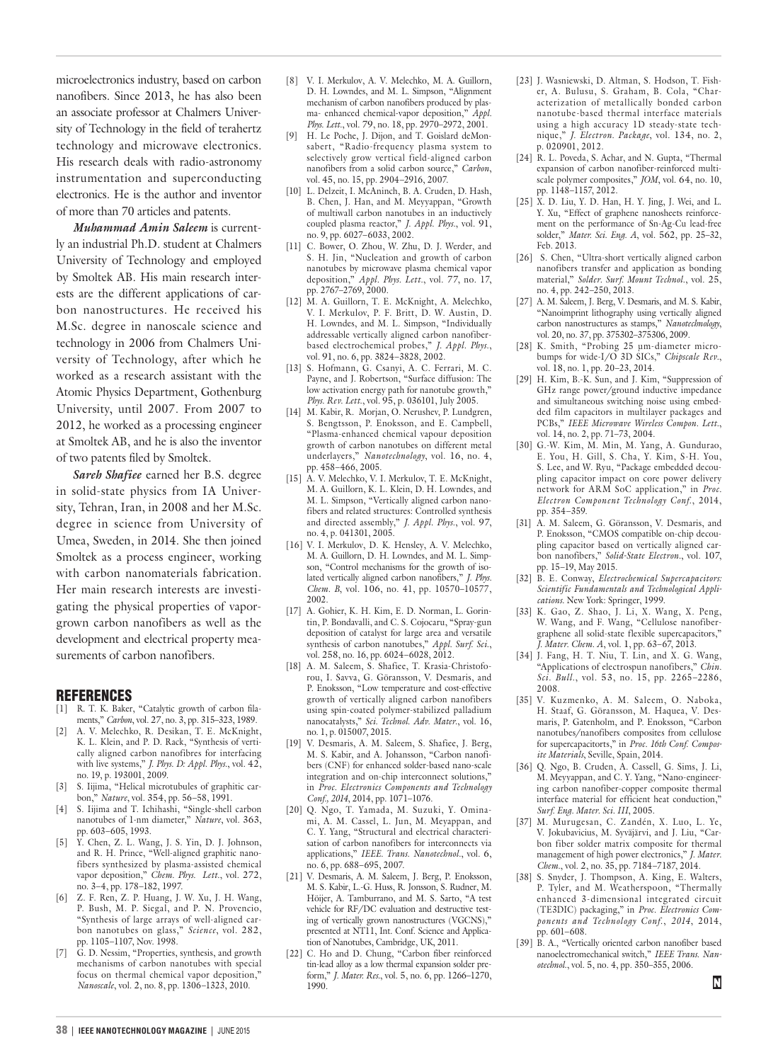microelectronics industry, based on carbon nanofibers. Since 2013, he has also been an associate professor at Chalmers University of Technology in the field of terahertz technology and microwave electronics. His research deals with radio-astronomy instrumentation and superconducting electronics. He is the author and inventor of more than 70 articles and patents.

***Muhammad Amin Saleem*** is currently an industrial Ph.D. student at Chalmers University of Technology and employed by Smoltek AB. His main research interests are the different applications of carbon nanostructures. He received his M.Sc. degree in nanoscale science and technology in 2006 from Chalmers University of Technology, after which he worked as a research assistant with the Atomic Physics Department, Gothenburg University, until 2007. From 2007 to 2012, he worked as a processing engineer at Smoltek AB, and he is also the inventor of two patents filed by Smoltek.

***Sareh Shafiee*** earned her B.S. degree in solid-state physics from IA University, Tehran, Iran, in 2008 and her M.Sc. degree in science from University of Umea, Sweden, in 2014. She then joined Smoltek as a process engineer, working with carbon nanomaterials fabrication. Her main research interests are investigating the physical properties of vapor-grown carbon nanofibers as well as the development and electrical property measurements of carbon nanofibers.

## REFERENCES

[1] R. T. K. Baker, "Catalytic growth of carbon filaments," *Carbon*, vol. 27, no. 3, pp. 315–323, 1989.

[2] A. V. Melechko, R. Desikan, T. E. McKnight, K. L. Klein, and P. D. Rack, "Synthesis of vertically aligned carbon nanofibres for interfacing with live systems," *J. Phys. D: Appl. Phys.*, vol. 42, no. 19, p. 193001, 2009.

[3] S. Iijima, "Helical microtubules of graphitic carbon," *Nature*, vol. 354, pp. 56–58, 1991.

[4] S. Iijima and T. Ichihashi, "Single-shell carbon nanotubes of 1-nm diameter," *Nature*, vol. 363, pp. 603–605, 1993.

[5] Y. Chen, Z. L. Wang, J. S. Yin, D. J. Johnson, and R. H. Prince, "Well-aligned graphitic nanofibers synthesized by plasma-assisted chemical vapor deposition," *Chem. Phys. Lett.*, vol. 272, no. 3–4, pp. 178–182, 1997.

[6] Z. F. Ren, Z. P. Huang, J. W. Xu, J. H. Wang, P. Bush, M. P. Siegal, and P. N. Provencio, "Synthesis of large arrays of well-aligned carbon nanotubes on glass," *Science*, vol. 282, pp. 1105–1107, Nov. 1998.

[7] G. D. Nessim, "Properties, synthesis, and growth mechanisms of carbon nanotubes with special focus on thermal chemical vapor deposition," *Nanoscale*, vol. 2, no. 8, pp. 1306–1323, 2010.

[8] V. I. Merkulov, A. V. Melechko, M. A. Guillorn, D. H. Lowndes, and M. L. Simpson, "Alignment mechanism of carbon nanofibers produced by plasma- enhanced chemical-vapor deposition," *Appl. Phys. Lett.*, vol. 79, no. 18, pp. 2970–2972, 2001.

[9] H. Le Poche, J. Dijon, and T. Goislard deMonsabert, "Radio-frequency plasma system to selectively grow vertical field-aligned carbon nanofibers from a solid carbon source," *Carbon*, vol. 45, no. 15, pp. 2904–2916, 2007.

[10] L. Delzeit, I. McAninch, B. A. Cruden, D. Hash, B. Chen, J. Han, and M. Meyyappan, "Growth of multiwall carbon nanotubes in an inductively coupled plasma reactor," *J. Appl. Phys.*, vol. 91, no. 9, pp. 6027–6033, 2002.

[11] C. Bower, O. Zhou, W. Zhu, D. J. Werder, and S. H. Jin, "Nucleation and growth of carbon nanotubes by microwave plasma chemical vapor deposition," *Appl. Phys. Lett.*, vol. 77, no. 17, pp. 2767–2769, 2000.

[12] M. A. Guillorn, T. E. McKnight, A. Melechko, V. I. Merkulov, P. F. Britt, D. W. Austin, D. H. Lowndes, and M. L. Simpson, "Individually addressable vertically aligned carbon nanofiber-based electrochemical probes," *J. Appl. Phys.*, vol. 91, no. 6, pp. 3824–3828, 2002.

[13] S. Hofmann, G. Csanyi, A. C. Ferrari, M. C. Payne, and J. Robertson, "Surface diffusion: The low activation energy path for nanotube growth," *Phys. Rev. Lett.*, vol. 95, p. 036101, July 2005.

[14] M. Kabir, R. Morjan, O. Nerushev, P. Lundgren, S. Bengtsson, P. Enoksson, and E. Campbell, "Plasma-enhanced chemical vapour deposition growth of carbon nanotubes on different metal underlayers," *Nanotechnology*, vol. 16, no. 4, pp. 458–466, 2005.

[15] A. V. Melechko, V. I. Merkulov, T. E. McKnight, M. A. Guillorn, K. L. Klein, D. H. Lowndes, and M. L. Simpson, "Vertically aligned carbon nanofibers and related structures: Controlled synthesis and directed assembly," *J. Appl. Phys.*, vol. 97, no. 4, p. 041301, 2005.

[16] V. I. Merkulov, D. K. Hensley, A. V. Melechko, M. A. Guillorn, D. H. Lowndes, and M. L. Simpson, "Control mechanisms for the growth of isolated vertically aligned carbon nanofibers," *J. Phys. Chem. B*, vol. 106, no. 41, pp. 10570–10577, 2002.

[17] A. Gohier, K. H. Kim, E. D. Norman, L. Gorintin, P. Bondavalli, and C. S. Cojocaru, "Spray-gun deposition of catalyst for large area and versatile synthesis of carbon nanotubes," *Appl. Surf. Sci.*, vol. 258, no. 16, pp. 6024–6028, 2012.

[18] A. M. Saleem, S. Shafiee, T. Krasia-Christoforou, I. Savva, G. Göransson, V. Desmaris, and P. Enoksson, "Low temperature and cost-effective growth of vertically aligned carbon nanofibers using spin-coated polymer-stabilized palladium nanocatalysts," *Sci. Technol. Adv. Mater.*, vol. 16, no. 1, p. 015007, 2015.

[19] V. Desmaris, A. M. Saleem, S. Shafiee, J. Berg, M. S. Kabir, and A. Johansson, "Carbon nanofibers (CNF) for enhanced solder-based nano-scale integration and on-chip interconnect solutions," in *Proc. Electronics Components and Technology Conf., 2014*, 2014, pp. 1071–1076.

[20] Q. Ngo, T. Yamada, M. Suzuki, Y. Ominami, A. M. Cassel, L. Jun, M. Meyappan, and C. Y. Yang, "Structural and electrical characterisation of carbon nanofibers for interconnects via applications," *IEEE. Trans. Nanotechnol.*, vol. 6, no. 6, pp. 688–695, 2007.

[21] V. Desmaris, A. M. Saleem, J. Berg, P. Enoksson, M. S. Kabir, L.-G. Huss, R. Jonsson, S. Rudner, M. Höijer, A. Tamburrano, and M. S. Sarto, "A test vehicle for RF/DC evaluation and destructive testing of vertically grown nanostructures (VGCNS)," presented at NT11, Int. Conf. Science and Application of Nanotubes, Cambridge, UK, 2011.

[22] C. Ho and D. Chung, "Carbon fiber reinforced tin-lead alloy as a low thermal expansion solder preform," *J. Mater. Res.*, vol. 5, no. 6, pp. 1266–1270, 1990.

[23] J. Wasniewski, D. Altman, S. Hodson, T. Fisher, A. Bulusu, S. Graham, B. Cola, "Characterization of metallically bonded carbon nanotube-based thermal interface materials using a high accuracy 1D steady-state technique," *J. Electron. Package*, vol. 134, no. 2, p. 020901, 2012.

[24] R. L. Poveda, S. Achar, and N. Gupta, "Thermal expansion of carbon nanofiber-reinforced multiscale polymer composites," *JOM*, vol. 64, no. 10, pp. 1148–1157, 2012.

[25] X. D. Liu, Y. D. Han, H. Y. Jing, J. Wei, and L. Y. Xu, "Effect of graphene nanosheets reinforcement on the performance of Sn-Ag-Cu lead-free solder," *Mater. Sci. Eng. A*, vol. 562, pp. 25–32, Feb. 2013.

[26] S. Chen, "Ultra-short vertically aligned carbon nanofibers transfer and application as bonding material," *Solder. Surf. Mount Technol.*, vol. 25, no. 4, pp. 242–250, 2013.

[27] A. M. Saleem, J. Berg, V. Desmaris, and M. S. Kabir, "Nanoimprint lithography using vertically aligned carbon nanostructures as stamps," *Nanotechnology*, vol. 20, no. 37, pp. 375302–375306, 2009.

[28] K. Smith, "Probing 25 µm-diameter microbumps for wide-I/O 3D SICs," *Chipscale Rev.*, vol. 18, no. 1, pp. 20–23, 2014.

[29] H. Kim, B.-K. Sun, and J. Kim, "Suppression of GHz range power/ground inductive impedance and simultaneous switching noise using embedded film capacitors in multilayer packages and PCBs," *IEEE Microwave Wireless Compon. Lett.*, vol. 14, no. 2, pp. 71–73, 2004.

[30] G.-W. Kim, M. Min, M. Yang, A. Gundurao, E. You, H. Gill, S. Cha, Y. Kim, S-H. You, S. Lee, and W. Ryu, "Package embedded decoupling capacitor impact on core power delivery network for ARM SoC application," in *Proc. Electron Component Technology Conf.*, 2014, pp. 354–359.

[31] A. M. Saleem, G. Göransson, V. Desmaris, and P. Enoksson, "CMOS compatible on-chip decoupling capacitor based on vertically aligned carbon nanofibers," *Solid-State Electron.*, vol. 107, pp. 15–19, May 2015.

[32] B. E. Conway, *Electrochemical Supercapacitors: Scientific Fundamentals and Technological Applications.* New York: Springer, 1999.

[33] K. Gao, Z. Shao, J. Li, X. Wang, X. Peng, W. Wang, and F. Wang, "Cellulose nanofiber-graphene all solid-state flexible supercapacitors," *J. Mater. Chem. A*, vol. 1, pp. 63–67, 2013.

[34] J. Fang, H. T. Niu, T. Lin, and X. G. Wang, "Applications of electrospun nanofibers," *Chin. Sci. Bull.*, vol. 53, no. 15, pp. 2265–2286, 2008.

[35] V. Kuzmenko, A. M. Saleem, O. Naboka, H. Staaf, G. Göransson, M. Haquea, V. Desmaris, P. Gatenholm, and P. Enoksson, "Carbon nanotubes/nanofibers composites from cellulose for supercapacitorts," in *Proc. 16th Conf. Composite Materials*, Seville, Spain, 2014.

[36] Q. Ngo, B. Cruden, A. Cassell, G. Sims, J. Li, M. Meyyappan, and C. Y. Yang, "Nano-engineering carbon nanofiber-copper composite thermal interface material for efficient heat conduction," *Surf. Eng. Mater. Sci. III*, 2005.

[37] M. Murugesan, C. Zandén, X. Luo, L. Ye, V. Jokubavicius, M. Syväjärvi, and J. Liu, "Carbon fiber solder matrix composite for thermal management of high power electronics," *J. Mater. Chem.*, vol. 2, no. 35, pp. 7184–7187, 2014.

[38] S. Snyder, J. Thompson, A. King, E. Walters, P. Tyler, and M. Weatherspoon, "Thermally enhanced 3-dimensional integrated circuit (TE3DIC) packaging," in *Proc. Electronics Components and Technology Conf.*, *2014*, 2014, pp. 601–608.

[39] B. A., "Vertically oriented carbon nanofiber based nanoelectromechanical switch," *IEEE Trans. Nanotechnol.*, vol. 5, no. 4, pp. 350–355, 2006.